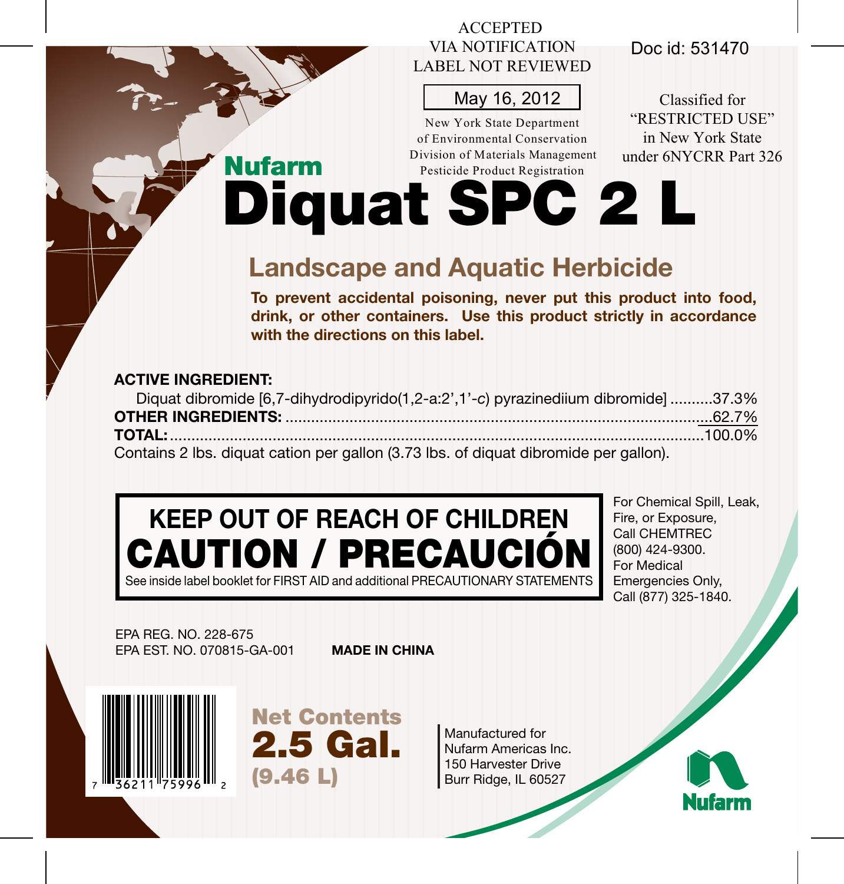ACCEPTED
VIA NOTIFICATION
LABEL NOT REVIEWED

May 16, 2012

New York State Department
of Environmental Conservation
Division of Materials Management
Pesticide Product Registration

Doc id: 531470

Classified for
"RESTRICTED USE"
in New York State
under 6NYCRR Part 326

**Nufarm**

# Diquat SPC 2 L

## Landscape and Aquatic Herbicide

**To prevent accidental poisoning, never put this product into food, drink, or other containers. Use this product strictly in accordance with the directions on this label.**

**ACTIVE INGREDIENT:**

| | |
|---|---|
| Diquat dibromide [6,7-dihydrodipyrido(1,2-a:2',1'-*c*) pyrazinediium dibromide] | 37.3% |
| **OTHER INGREDIENTS:** | 62.7% |
| **TOTAL:** | 100.0% |

Contains 2 lbs. diquat cation per gallon (3.73 lbs. of diquat dibromide per gallon).

**KEEP OUT OF REACH OF CHILDREN**

**CAUTION / PRECAUCIÓN**

See inside label booklet for FIRST AID and additional PRECAUTIONARY STATEMENTS

For Chemical Spill, Leak, Fire, or Exposure, Call CHEMTREC (800) 424-9300.
For Medical Emergencies Only, Call (877) 325-1840.

EPA REG. NO. 228-675
EPA EST. NO. 070815-GA-001

**MADE IN CHINA**

7 36211 75996 2

**Net Contents**
**2.5 Gal.**
**(9.46 L)**

Manufactured for
Nufarm Americas Inc.
150 Harvester Drive
Burr Ridge, IL 60527

Nufarm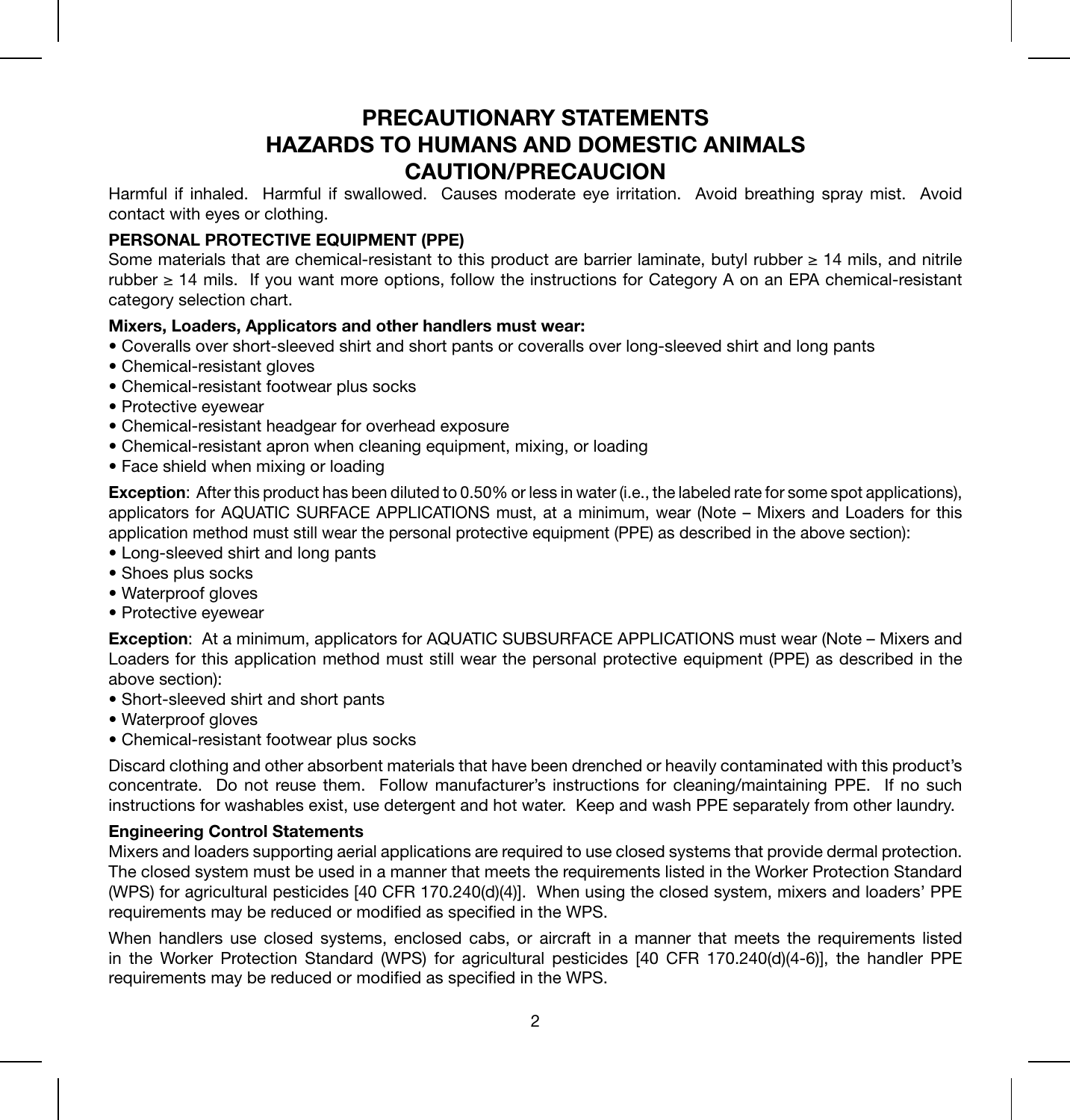# PRECAUTIONARY STATEMENTS
# HAZARDS TO HUMANS AND DOMESTIC ANIMALS
# CAUTION/PRECAUCION

Harmful if inhaled. Harmful if swallowed. Causes moderate eye irritation. Avoid breathing spray mist. Avoid contact with eyes or clothing.

**PERSONAL PROTECTIVE EQUIPMENT (PPE)**

Some materials that are chemical-resistant to this product are barrier laminate, butyl rubber ≥ 14 mils, and nitrile rubber ≥ 14 mils. If you want more options, follow the instructions for Category A on an EPA chemical-resistant category selection chart.

**Mixers, Loaders, Applicators and other handlers must wear:**

- Coveralls over short-sleeved shirt and short pants or coveralls over long-sleeved shirt and long pants
- Chemical-resistant gloves
- Chemical-resistant footwear plus socks
- Protective eyewear
- Chemical-resistant headgear for overhead exposure
- Chemical-resistant apron when cleaning equipment, mixing, or loading
- Face shield when mixing or loading

**Exception**: After this product has been diluted to 0.50% or less in water (i.e., the labeled rate for some spot applications), applicators for AQUATIC SURFACE APPLICATIONS must, at a minimum, wear (Note – Mixers and Loaders for this application method must still wear the personal protective equipment (PPE) as described in the above section):

- Long-sleeved shirt and long pants
- Shoes plus socks
- Waterproof gloves
- Protective eyewear

**Exception**: At a minimum, applicators for AQUATIC SUBSURFACE APPLICATIONS must wear (Note – Mixers and Loaders for this application method must still wear the personal protective equipment (PPE) as described in the above section):

- Short-sleeved shirt and short pants
- Waterproof gloves
- Chemical-resistant footwear plus socks

Discard clothing and other absorbent materials that have been drenched or heavily contaminated with this product's concentrate. Do not reuse them. Follow manufacturer's instructions for cleaning/maintaining PPE. If no such instructions for washables exist, use detergent and hot water. Keep and wash PPE separately from other laundry.

**Engineering Control Statements**

Mixers and loaders supporting aerial applications are required to use closed systems that provide dermal protection. The closed system must be used in a manner that meets the requirements listed in the Worker Protection Standard (WPS) for agricultural pesticides [40 CFR 170.240(d)(4)]. When using the closed system, mixers and loaders' PPE requirements may be reduced or modified as specified in the WPS.

When handlers use closed systems, enclosed cabs, or aircraft in a manner that meets the requirements listed in the Worker Protection Standard (WPS) for agricultural pesticides [40 CFR 170.240(d)(4-6)], the handler PPE requirements may be reduced or modified as specified in the WPS.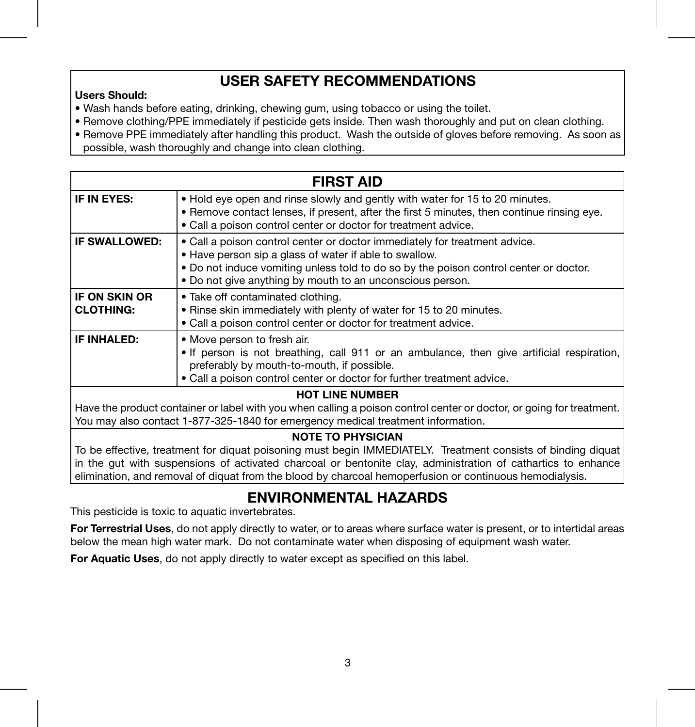## USER SAFETY RECOMMENDATIONS

**Users Should:**

- Wash hands before eating, drinking, chewing gum, using tobacco or using the toilet.
- Remove clothing/PPE immediately if pesticide gets inside. Then wash thoroughly and put on clean clothing.
- Remove PPE immediately after handling this product. Wash the outside of gloves before removing. As soon as possible, wash thoroughly and change into clean clothing.

## FIRST AID

| | |
|---|---|
| **IF IN EYES:** | • Hold eye open and rinse slowly and gently with water for 15 to 20 minutes.<br>• Remove contact lenses, if present, after the first 5 minutes, then continue rinsing eye.<br>• Call a poison control center or doctor for treatment advice. |
| **IF SWALLOWED:** | • Call a poison control center or doctor immediately for treatment advice.<br>• Have person sip a glass of water if able to swallow.<br>• Do not induce vomiting unless told to do so by the poison control center or doctor.<br>• Do not give anything by mouth to an unconscious person. |
| **IF ON SKIN OR CLOTHING:** | • Take off contaminated clothing.<br>• Rinse skin immediately with plenty of water for 15 to 20 minutes.<br>• Call a poison control center or doctor for treatment advice. |
| **IF INHALED:** | • Move person to fresh air.<br>• If person is not breathing, call 911 or an ambulance, then give artificial respiration, preferably by mouth-to-mouth, if possible.<br>• Call a poison control center or doctor for further treatment advice. |

**HOT LINE NUMBER**

Have the product container or label with you when calling a poison control center or doctor, or going for treatment. You may also contact 1-877-325-1840 for emergency medical treatment information.

**NOTE TO PHYSICIAN**

To be effective, treatment for diquat poisoning must begin IMMEDIATELY. Treatment consists of binding diquat in the gut with suspensions of activated charcoal or bentonite clay, administration of cathartics to enhance elimination, and removal of diquat from the blood by charcoal hemoperfusion or continuous hemodialysis.

## ENVIRONMENTAL HAZARDS

This pesticide is toxic to aquatic invertebrates.

**For Terrestrial Uses**, do not apply directly to water, or to areas where surface water is present, or to intertidal areas below the mean high water mark. Do not contaminate water when disposing of equipment wash water.

**For Aquatic Uses**, do not apply directly to water except as specified on this label.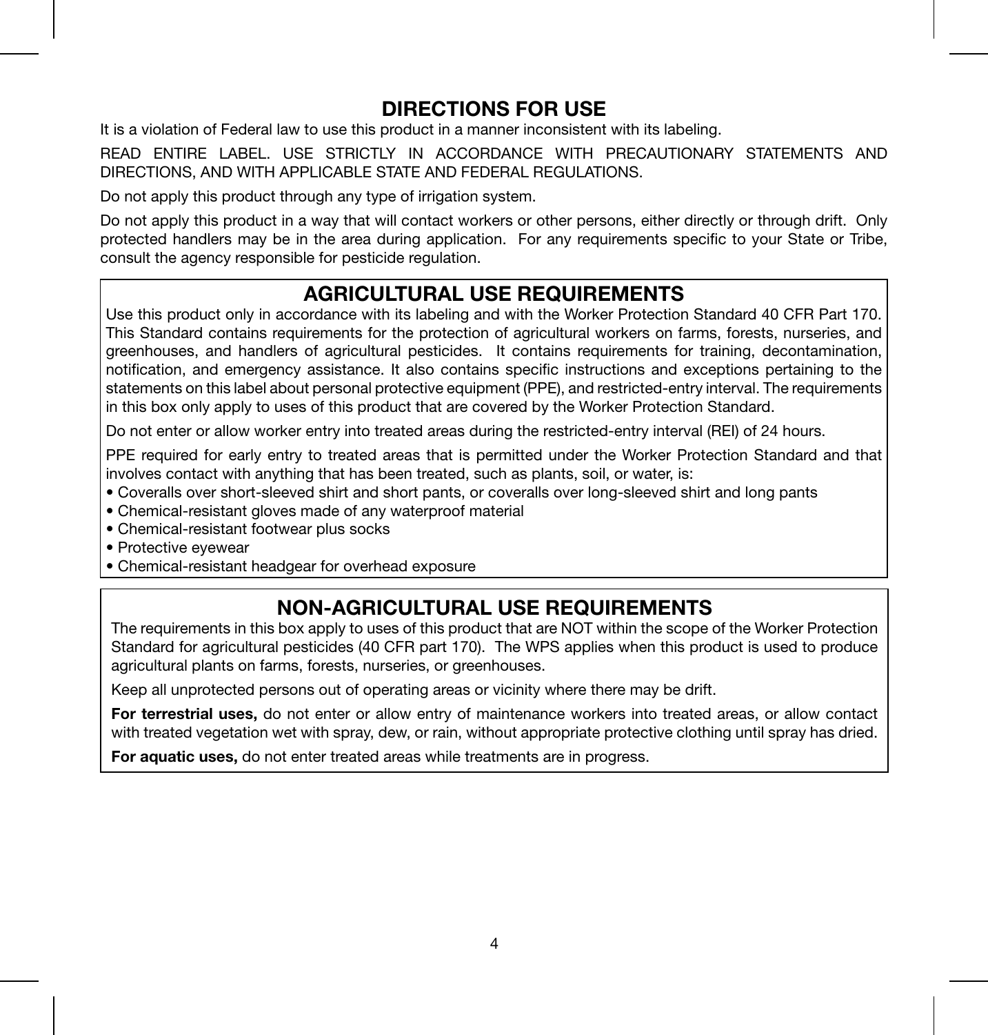# DIRECTIONS FOR USE

It is a violation of Federal law to use this product in a manner inconsistent with its labeling.

READ ENTIRE LABEL. USE STRICTLY IN ACCORDANCE WITH PRECAUTIONARY STATEMENTS AND DIRECTIONS, AND WITH APPLICABLE STATE AND FEDERAL REGULATIONS.

Do not apply this product through any type of irrigation system.

Do not apply this product in a way that will contact workers or other persons, either directly or through drift. Only protected handlers may be in the area during application. For any requirements specific to your State or Tribe, consult the agency responsible for pesticide regulation.

## AGRICULTURAL USE REQUIREMENTS

Use this product only in accordance with its labeling and with the Worker Protection Standard 40 CFR Part 170. This Standard contains requirements for the protection of agricultural workers on farms, forests, nurseries, and greenhouses, and handlers of agricultural pesticides. It contains requirements for training, decontamination, notification, and emergency assistance. It also contains specific instructions and exceptions pertaining to the statements on this label about personal protective equipment (PPE), and restricted-entry interval. The requirements in this box only apply to uses of this product that are covered by the Worker Protection Standard.

Do not enter or allow worker entry into treated areas during the restricted-entry interval (REI) of 24 hours.

PPE required for early entry to treated areas that is permitted under the Worker Protection Standard and that involves contact with anything that has been treated, such as plants, soil, or water, is:

- Coveralls over short-sleeved shirt and short pants, or coveralls over long-sleeved shirt and long pants
- Chemical-resistant gloves made of any waterproof material
- Chemical-resistant footwear plus socks
- Protective eyewear
- Chemical-resistant headgear for overhead exposure

## NON-AGRICULTURAL USE REQUIREMENTS

The requirements in this box apply to uses of this product that are NOT within the scope of the Worker Protection Standard for agricultural pesticides (40 CFR part 170). The WPS applies when this product is used to produce agricultural plants on farms, forests, nurseries, or greenhouses.

Keep all unprotected persons out of operating areas or vicinity where there may be drift.

**For terrestrial uses,** do not enter or allow entry of maintenance workers into treated areas, or allow contact with treated vegetation wet with spray, dew, or rain, without appropriate protective clothing until spray has dried.

**For aquatic uses,** do not enter treated areas while treatments are in progress.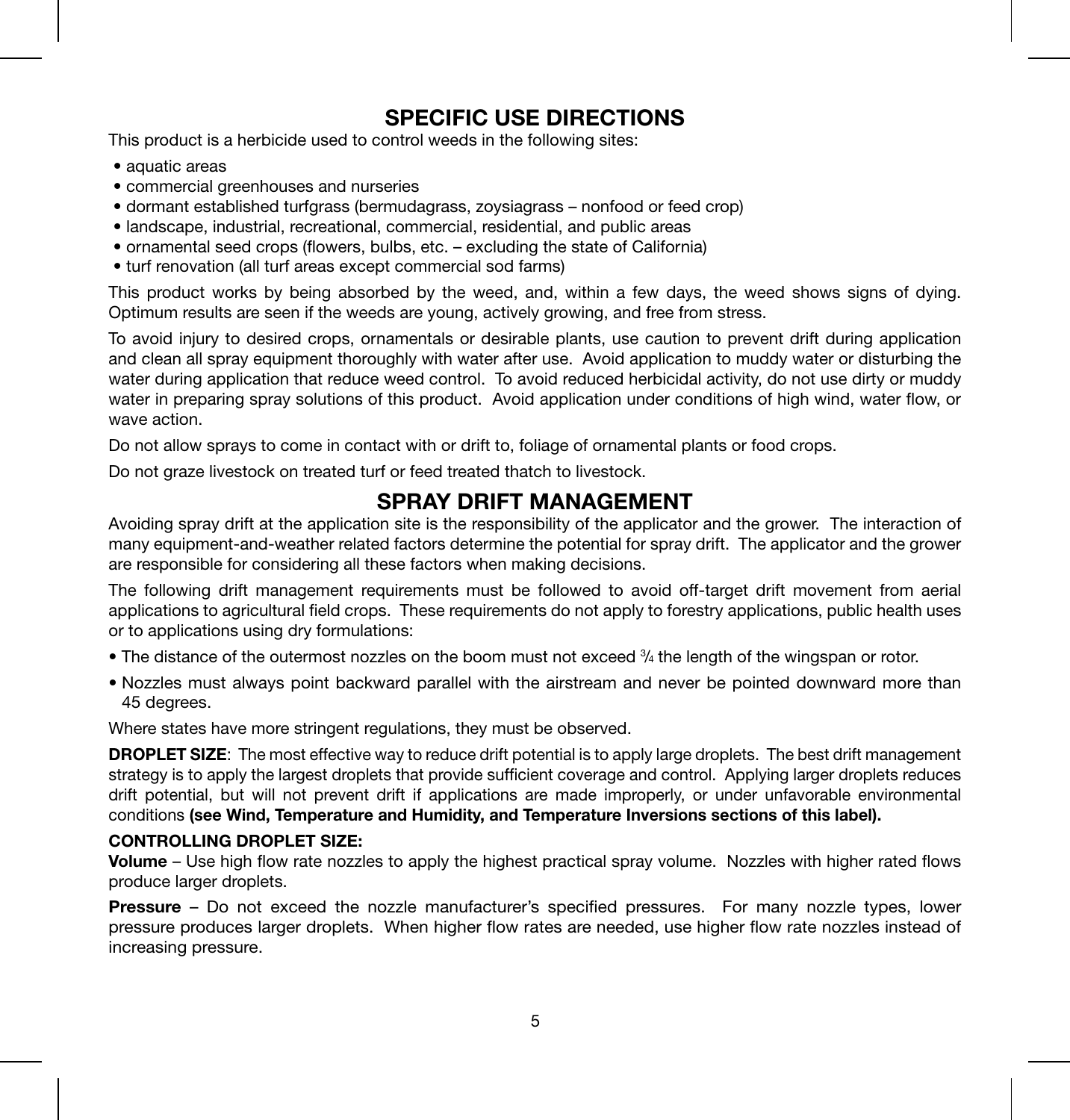## SPECIFIC USE DIRECTIONS

This product is a herbicide used to control weeds in the following sites:

- aquatic areas
- commercial greenhouses and nurseries
- dormant established turfgrass (bermudagrass, zoysiagrass – nonfood or feed crop)
- landscape, industrial, recreational, commercial, residential, and public areas
- ornamental seed crops (flowers, bulbs, etc. – excluding the state of California)
- turf renovation (all turf areas except commercial sod farms)

This product works by being absorbed by the weed, and, within a few days, the weed shows signs of dying. Optimum results are seen if the weeds are young, actively growing, and free from stress.

To avoid injury to desired crops, ornamentals or desirable plants, use caution to prevent drift during application and clean all spray equipment thoroughly with water after use. Avoid application to muddy water or disturbing the water during application that reduce weed control. To avoid reduced herbicidal activity, do not use dirty or muddy water in preparing spray solutions of this product. Avoid application under conditions of high wind, water flow, or wave action.

Do not allow sprays to come in contact with or drift to, foliage of ornamental plants or food crops.

Do not graze livestock on treated turf or feed treated thatch to livestock.

## SPRAY DRIFT MANAGEMENT

Avoiding spray drift at the application site is the responsibility of the applicator and the grower. The interaction of many equipment-and-weather related factors determine the potential for spray drift. The applicator and the grower are responsible for considering all these factors when making decisions.

The following drift management requirements must be followed to avoid off-target drift movement from aerial applications to agricultural field crops. These requirements do not apply to forestry applications, public health uses or to applications using dry formulations:

- The distance of the outermost nozzles on the boom must not exceed ¾ the length of the wingspan or rotor.
- Nozzles must always point backward parallel with the airstream and never be pointed downward more than 45 degrees.

Where states have more stringent regulations, they must be observed.

**DROPLET SIZE**: The most effective way to reduce drift potential is to apply large droplets. The best drift management strategy is to apply the largest droplets that provide sufficient coverage and control. Applying larger droplets reduces drift potential, but will not prevent drift if applications are made improperly, or under unfavorable environmental conditions **(see Wind, Temperature and Humidity, and Temperature Inversions sections of this label).**

**CONTROLLING DROPLET SIZE:**

**Volume** – Use high flow rate nozzles to apply the highest practical spray volume. Nozzles with higher rated flows produce larger droplets.

**Pressure** – Do not exceed the nozzle manufacturer's specified pressures. For many nozzle types, lower pressure produces larger droplets. When higher flow rates are needed, use higher flow rate nozzles instead of increasing pressure.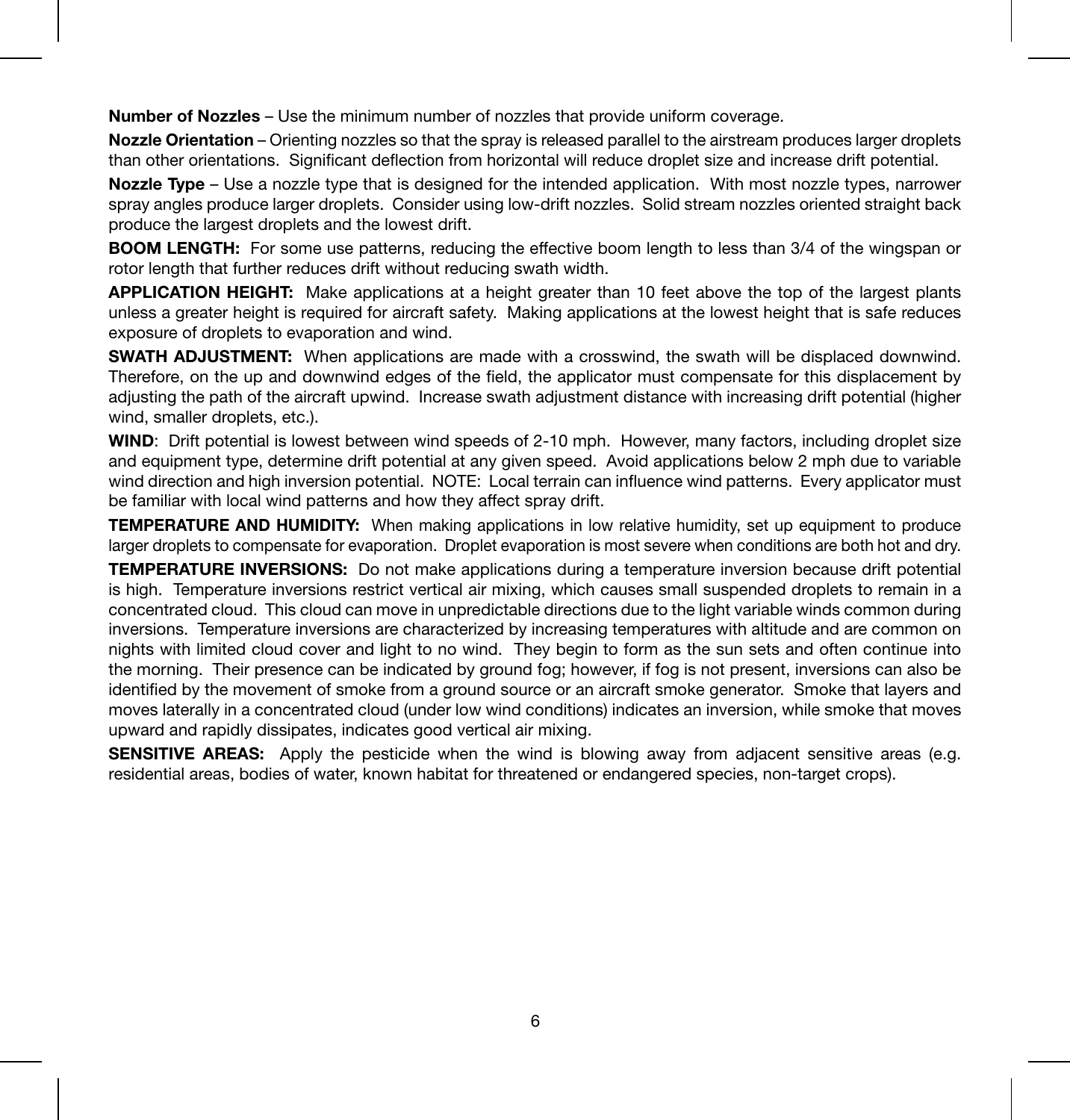**Number of Nozzles** – Use the minimum number of nozzles that provide uniform coverage.

**Nozzle Orientation** – Orienting nozzles so that the spray is released parallel to the airstream produces larger droplets than other orientations. Significant deflection from horizontal will reduce droplet size and increase drift potential.

**Nozzle Type** – Use a nozzle type that is designed for the intended application. With most nozzle types, narrower spray angles produce larger droplets. Consider using low-drift nozzles. Solid stream nozzles oriented straight back produce the largest droplets and the lowest drift.

**BOOM LENGTH:** For some use patterns, reducing the effective boom length to less than 3/4 of the wingspan or rotor length that further reduces drift without reducing swath width.

**APPLICATION HEIGHT:** Make applications at a height greater than 10 feet above the top of the largest plants unless a greater height is required for aircraft safety. Making applications at the lowest height that is safe reduces exposure of droplets to evaporation and wind.

**SWATH ADJUSTMENT:** When applications are made with a crosswind, the swath will be displaced downwind. Therefore, on the up and downwind edges of the field, the applicator must compensate for this displacement by adjusting the path of the aircraft upwind. Increase swath adjustment distance with increasing drift potential (higher wind, smaller droplets, etc.).

**WIND**: Drift potential is lowest between wind speeds of 2-10 mph. However, many factors, including droplet size and equipment type, determine drift potential at any given speed. Avoid applications below 2 mph due to variable wind direction and high inversion potential. NOTE: Local terrain can influence wind patterns. Every applicator must be familiar with local wind patterns and how they affect spray drift.

**TEMPERATURE AND HUMIDITY:** When making applications in low relative humidity, set up equipment to produce larger droplets to compensate for evaporation. Droplet evaporation is most severe when conditions are both hot and dry.

**TEMPERATURE INVERSIONS:** Do not make applications during a temperature inversion because drift potential is high. Temperature inversions restrict vertical air mixing, which causes small suspended droplets to remain in a concentrated cloud. This cloud can move in unpredictable directions due to the light variable winds common during inversions. Temperature inversions are characterized by increasing temperatures with altitude and are common on nights with limited cloud cover and light to no wind. They begin to form as the sun sets and often continue into the morning. Their presence can be indicated by ground fog; however, if fog is not present, inversions can also be identified by the movement of smoke from a ground source or an aircraft smoke generator. Smoke that layers and moves laterally in a concentrated cloud (under low wind conditions) indicates an inversion, while smoke that moves upward and rapidly dissipates, indicates good vertical air mixing.

**SENSITIVE AREAS:** Apply the pesticide when the wind is blowing away from adjacent sensitive areas (e.g. residential areas, bodies of water, known habitat for threatened or endangered species, non-target crops).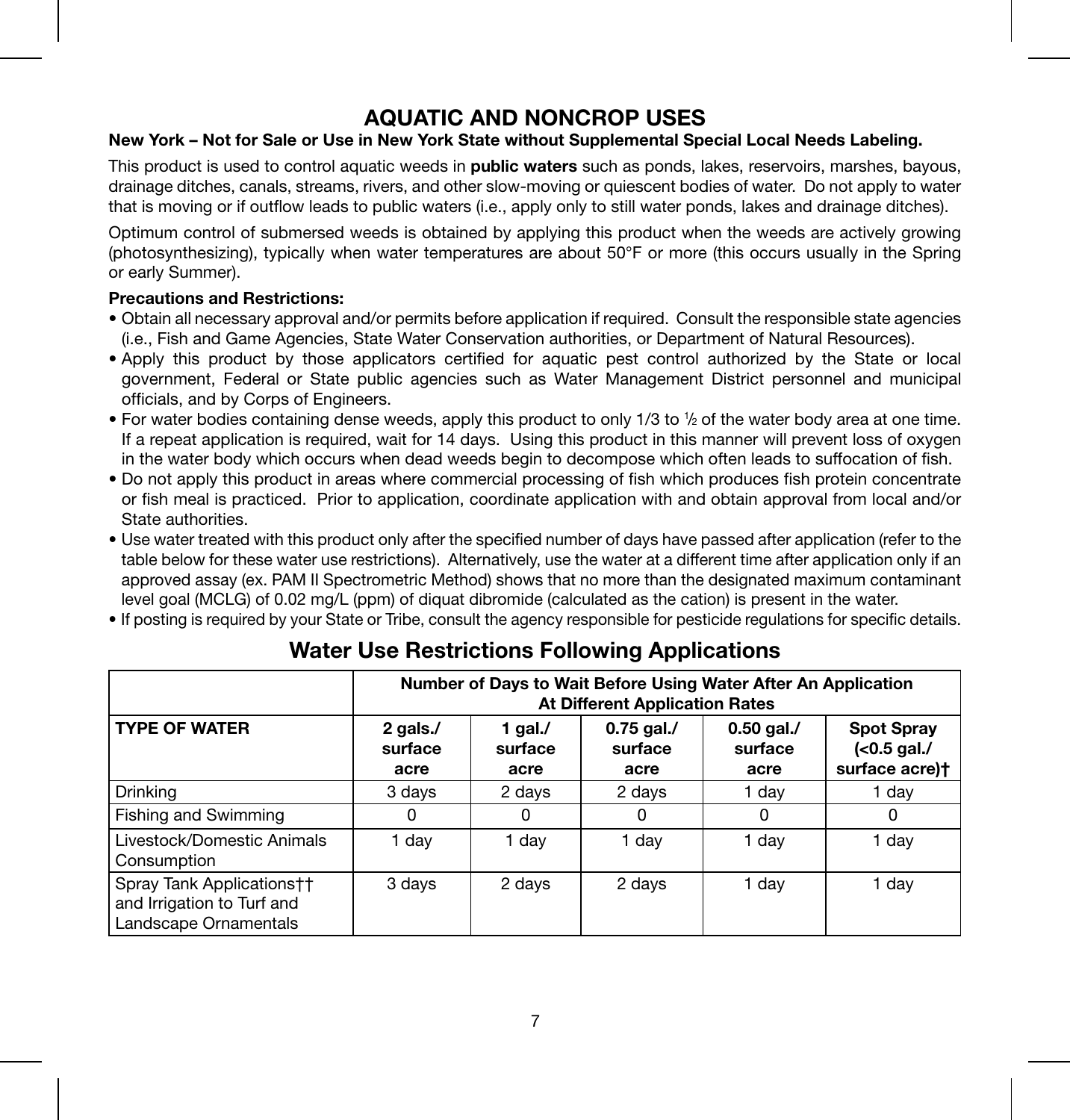# AQUATIC AND NONCROP USES

**New York – Not for Sale or Use in New York State without Supplemental Special Local Needs Labeling.**

This product is used to control aquatic weeds in **public waters** such as ponds, lakes, reservoirs, marshes, bayous, drainage ditches, canals, streams, rivers, and other slow-moving or quiescent bodies of water. Do not apply to water that is moving or if outflow leads to public waters (i.e., apply only to still water ponds, lakes and drainage ditches).

Optimum control of submersed weeds is obtained by applying this product when the weeds are actively growing (photosynthesizing), typically when water temperatures are about 50°F or more (this occurs usually in the Spring or early Summer).

**Precautions and Restrictions:**

- Obtain all necessary approval and/or permits before application if required. Consult the responsible state agencies (i.e., Fish and Game Agencies, State Water Conservation authorities, or Department of Natural Resources).
- Apply this product by those applicators certified for aquatic pest control authorized by the State or local government, Federal or State public agencies such as Water Management District personnel and municipal officials, and by Corps of Engineers.
- For water bodies containing dense weeds, apply this product to only 1/3 to ½ of the water body area at one time. If a repeat application is required, wait for 14 days. Using this product in this manner will prevent loss of oxygen in the water body which occurs when dead weeds begin to decompose which often leads to suffocation of fish.
- Do not apply this product in areas where commercial processing of fish which produces fish protein concentrate or fish meal is practiced. Prior to application, coordinate application with and obtain approval from local and/or State authorities.
- Use water treated with this product only after the specified number of days have passed after application (refer to the table below for these water use restrictions). Alternatively, use the water at a different time after application only if an approved assay (ex. PAM II Spectrometric Method) shows that no more than the designated maximum contaminant level goal (MCLG) of 0.02 mg/L (ppm) of diquat dibromide (calculated as the cation) is present in the water.
- If posting is required by your State or Tribe, consult the agency responsible for pesticide regulations for specific details.

## Water Use Restrictions Following Applications

| | Number of Days to Wait Before Using Water After An Application At Different Application Rates | | | | |
|---|---|---|---|---|---|
| **TYPE OF WATER** | **2 gals./ surface acre** | **1 gal./ surface acre** | **0.75 gal./ surface acre** | **0.50 gal./ surface acre** | **Spot Spray (<0.5 gal./ surface acre)†** |
| Drinking | 3 days | 2 days | 2 days | 1 day | 1 day |
| Fishing and Swimming | 0 | 0 | 0 | 0 | 0 |
| Livestock/Domestic Animals Consumption | 1 day | 1 day | 1 day | 1 day | 1 day |
| Spray Tank Applications†† and Irrigation to Turf and Landscape Ornamentals | 3 days | 2 days | 2 days | 1 day | 1 day |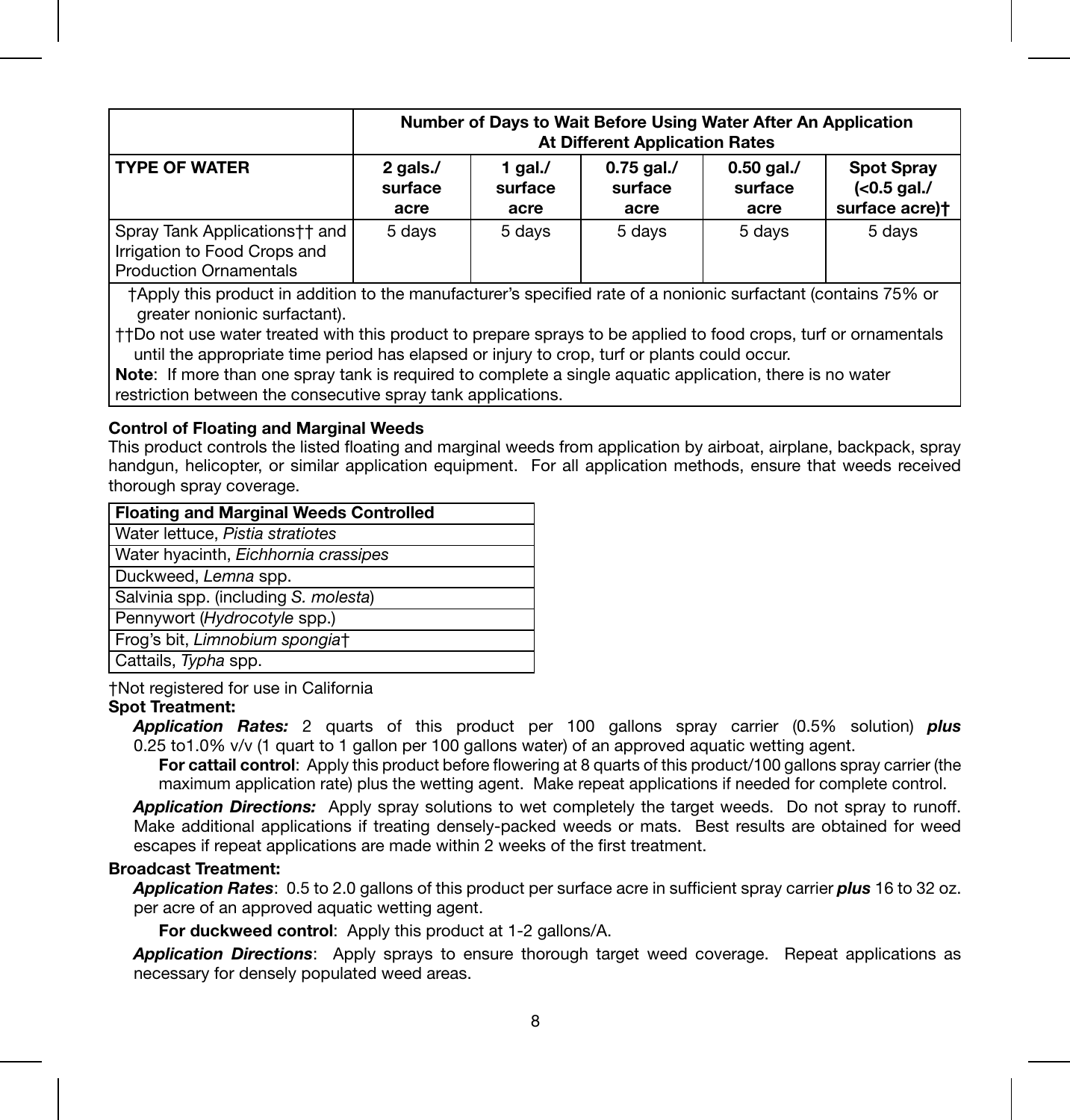| | Number of Days to Wait Before Using Water After An Application At Different Application Rates | | | | |
|---|---|---|---|---|---|
| **TYPE OF WATER** | **2 gals./ surface acre** | **1 gal./ surface acre** | **0.75 gal./ surface acre** | **0.50 gal./ surface acre** | **Spot Spray (<0.5 gal./ surface acre)†** |
| Spray Tank Applications†† and Irrigation to Food Crops and Production Ornamentals | 5 days | 5 days | 5 days | 5 days | 5 days |

†Apply this product in addition to the manufacturer's specified rate of a nonionic surfactant (contains 75% or greater nonionic surfactant).

††Do not use water treated with this product to prepare sprays to be applied to food crops, turf or ornamentals until the appropriate time period has elapsed or injury to crop, turf or plants could occur.

**Note**: If more than one spray tank is required to complete a single aquatic application, there is no water restriction between the consecutive spray tank applications.

**Control of Floating and Marginal Weeds**

This product controls the listed floating and marginal weeds from application by airboat, airplane, backpack, spray handgun, helicopter, or similar application equipment. For all application methods, ensure that weeds received thorough spray coverage.

| **Floating and Marginal Weeds Controlled** |
|---|
| Water lettuce, *Pistia stratiotes* |
| Water hyacinth, *Eichhornia crassipes* |
| Duckweed, *Lemna* spp. |
| Salvinia spp. (including *S. molesta*) |
| Pennywort (*Hydrocotyle* spp.) |
| Frog's bit, *Limnobium spongia*† |
| Cattails, *Typha* spp. |

†Not registered for use in California

**Spot Treatment:**

***Application Rates:*** 2 quarts of this product per 100 gallons spray carrier (0.5% solution) ***plus*** 0.25 to1.0% v/v (1 quart to 1 gallon per 100 gallons water) of an approved aquatic wetting agent.

**For cattail control**: Apply this product before flowering at 8 quarts of this product/100 gallons spray carrier (the maximum application rate) plus the wetting agent. Make repeat applications if needed for complete control.

***Application Directions:*** Apply spray solutions to wet completely the target weeds. Do not spray to runoff. Make additional applications if treating densely-packed weeds or mats. Best results are obtained for weed escapes if repeat applications are made within 2 weeks of the first treatment.

**Broadcast Treatment:**

***Application Rates***: 0.5 to 2.0 gallons of this product per surface acre in sufficient spray carrier ***plus*** 16 to 32 oz. per acre of an approved aquatic wetting agent.

**For duckweed control**: Apply this product at 1-2 gallons/A.

***Application Directions***: Apply sprays to ensure thorough target weed coverage. Repeat applications as necessary for densely populated weed areas.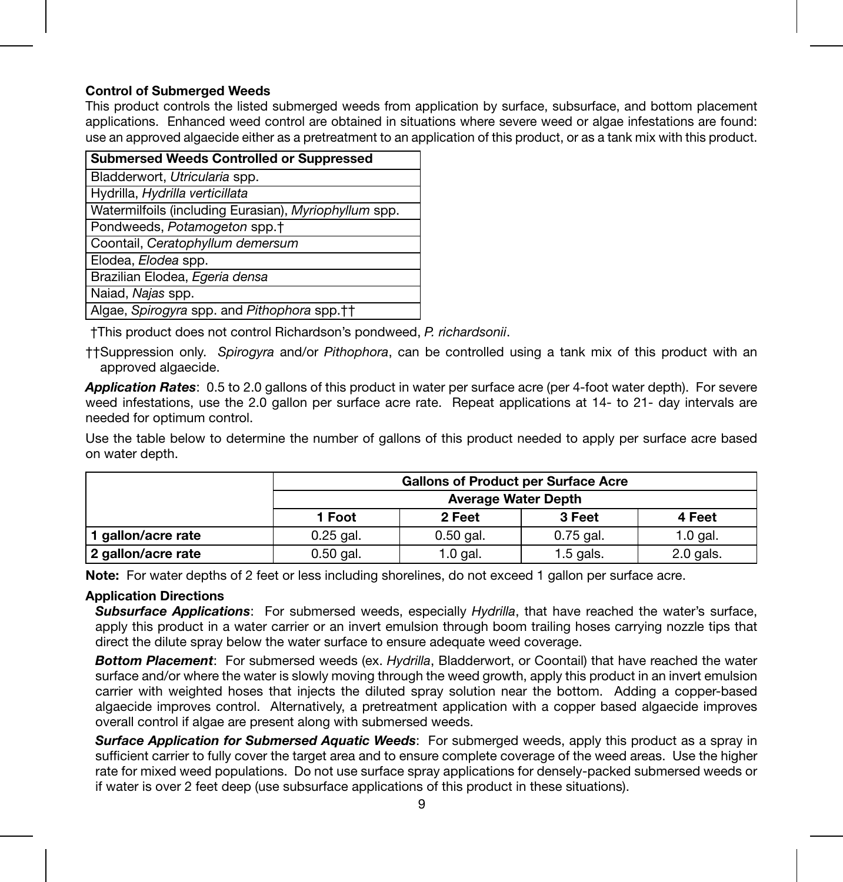**Control of Submerged Weeds**

This product controls the listed submerged weeds from application by surface, subsurface, and bottom placement applications. Enhanced weed control are obtained in situations where severe weed or algae infestations are found: use an approved algaecide either as a pretreatment to an application of this product, or as a tank mix with this product.

| Submersed Weeds Controlled or Suppressed |
|---|
| Bladderwort, *Utricularia* spp. |
| Hydrilla, *Hydrilla verticillata* |
| Watermilfoils (including Eurasian), *Myriophyllum* spp. |
| Pondweeds, *Potamogeton* spp.† |
| Coontail, *Ceratophyllum demersum* |
| Elodea, *Elodea* spp. |
| Brazilian Elodea, *Egeria densa* |
| Naiad, *Najas* spp. |
| Algae, *Spirogyra* spp. and *Pithophora* spp.†† |

†This product does not control Richardson's pondweed, *P. richardsonii*.

††Suppression only. *Spirogyra* and/or *Pithophora*, can be controlled using a tank mix of this product with an approved algaecide.

***Application Rates***: 0.5 to 2.0 gallons of this product in water per surface acre (per 4-foot water depth). For severe weed infestations, use the 2.0 gallon per surface acre rate. Repeat applications at 14- to 21- day intervals are needed for optimum control.

Use the table below to determine the number of gallons of this product needed to apply per surface acre based on water depth.

| | Gallons of Product per Surface Acre | | | |
|---|---|---|---|---|
| | Average Water Depth | | | |
| | 1 Foot | 2 Feet | 3 Feet | 4 Feet |
| **1 gallon/acre rate** | 0.25 gal. | 0.50 gal. | 0.75 gal. | 1.0 gal. |
| **2 gallon/acre rate** | 0.50 gal. | 1.0 gal. | 1.5 gals. | 2.0 gals. |

**Note:** For water depths of 2 feet or less including shorelines, do not exceed 1 gallon per surface acre.

**Application Directions**

***Subsurface Applications***: For submersed weeds, especially *Hydrilla*, that have reached the water's surface, apply this product in a water carrier or an invert emulsion through boom trailing hoses carrying nozzle tips that direct the dilute spray below the water surface to ensure adequate weed coverage.

***Bottom Placement***: For submersed weeds (ex. *Hydrilla*, Bladderwort, or Coontail) that have reached the water surface and/or where the water is slowly moving through the weed growth, apply this product in an invert emulsion carrier with weighted hoses that injects the diluted spray solution near the bottom. Adding a copper-based algaecide improves control. Alternatively, a pretreatment application with a copper based algaecide improves overall control if algae are present along with submersed weeds.

***Surface Application for Submersed Aquatic Weeds***: For submerged weeds, apply this product as a spray in sufficient carrier to fully cover the target area and to ensure complete coverage of the weed areas. Use the higher rate for mixed weed populations. Do not use surface spray applications for densely-packed submersed weeds or if water is over 2 feet deep (use subsurface applications of this product in these situations).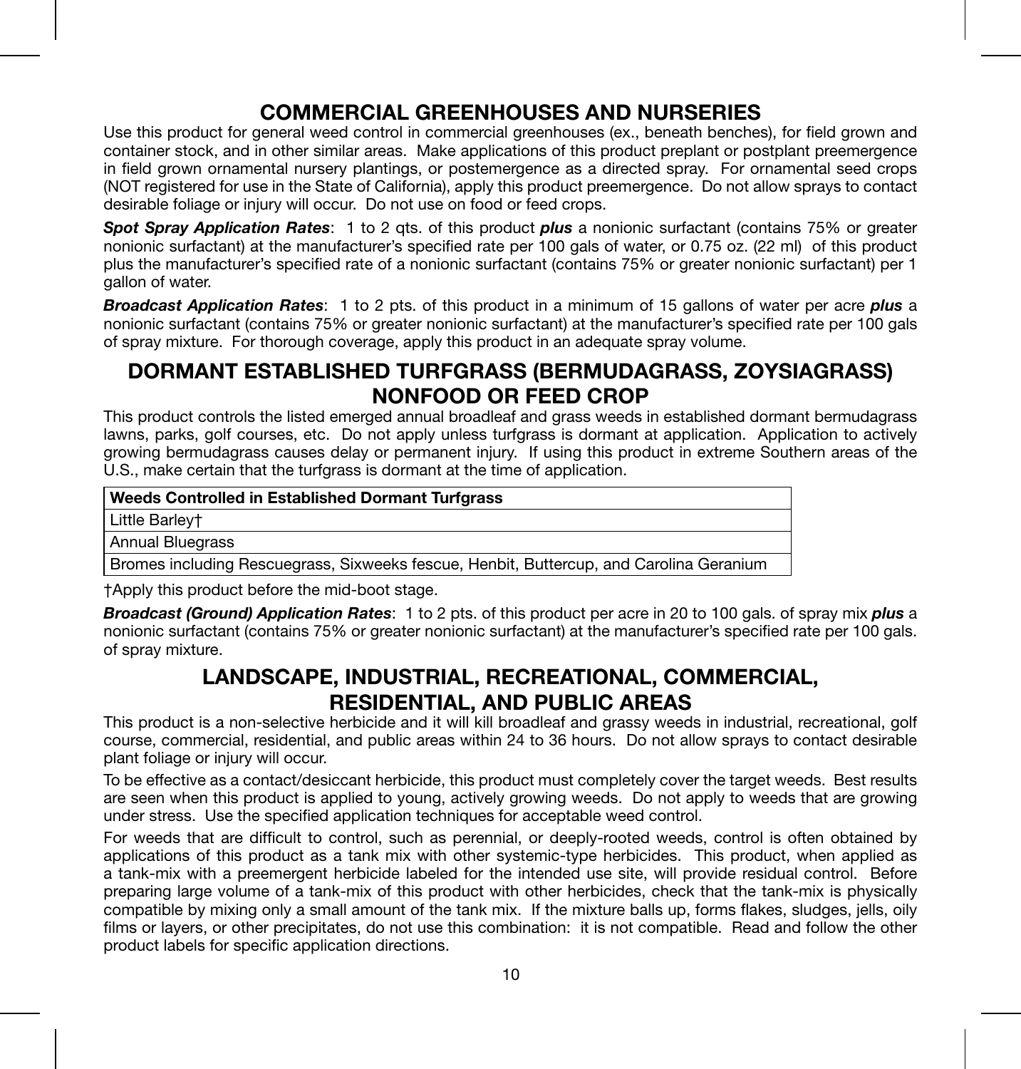## COMMERCIAL GREENHOUSES AND NURSERIES

Use this product for general weed control in commercial greenhouses (ex., beneath benches), for field grown and container stock, and in other similar areas. Make applications of this product preplant or postplant preemergence in field grown ornamental nursery plantings, or postemergence as a directed spray. For ornamental seed crops (NOT registered for use in the State of California), apply this product preemergence. Do not allow sprays to contact desirable foliage or injury will occur. Do not use on food or feed crops.

***Spot Spray Application Rates***: 1 to 2 qts. of this product ***plus*** a nonionic surfactant (contains 75% or greater nonionic surfactant) at the manufacturer's specified rate per 100 gals of water, or 0.75 oz. (22 ml) of this product plus the manufacturer's specified rate of a nonionic surfactant (contains 75% or greater nonionic surfactant) per 1 gallon of water.

***Broadcast Application Rates***: 1 to 2 pts. of this product in a minimum of 15 gallons of water per acre ***plus*** a nonionic surfactant (contains 75% or greater nonionic surfactant) at the manufacturer's specified rate per 100 gals of spray mixture. For thorough coverage, apply this product in an adequate spray volume.

## DORMANT ESTABLISHED TURFGRASS (BERMUDAGRASS, ZOYSIAGRASS) NONFOOD OR FEED CROP

This product controls the listed emerged annual broadleaf and grass weeds in established dormant bermudagrass lawns, parks, golf courses, etc. Do not apply unless turfgrass is dormant at application. Application to actively growing bermudagrass causes delay or permanent injury. If using this product in extreme Southern areas of the U.S., make certain that the turfgrass is dormant at the time of application.

| Weeds Controlled in Established Dormant Turfgrass |
|---|
| Little Barley† |
| Annual Bluegrass |
| Bromes including Rescuegrass, Sixweeks fescue, Henbit, Buttercup, and Carolina Geranium |

†Apply this product before the mid-boot stage.

***Broadcast (Ground) Application Rates***: 1 to 2 pts. of this product per acre in 20 to 100 gals. of spray mix ***plus*** a nonionic surfactant (contains 75% or greater nonionic surfactant) at the manufacturer's specified rate per 100 gals. of spray mixture.

## LANDSCAPE, INDUSTRIAL, RECREATIONAL, COMMERCIAL, RESIDENTIAL, AND PUBLIC AREAS

This product is a non-selective herbicide and it will kill broadleaf and grassy weeds in industrial, recreational, golf course, commercial, residential, and public areas within 24 to 36 hours. Do not allow sprays to contact desirable plant foliage or injury will occur.

To be effective as a contact/desiccant herbicide, this product must completely cover the target weeds. Best results are seen when this product is applied to young, actively growing weeds. Do not apply to weeds that are growing under stress. Use the specified application techniques for acceptable weed control.

For weeds that are difficult to control, such as perennial, or deeply-rooted weeds, control is often obtained by applications of this product as a tank mix with other systemic-type herbicides. This product, when applied as a tank-mix with a preemergent herbicide labeled for the intended use site, will provide residual control. Before preparing large volume of a tank-mix of this product with other herbicides, check that the tank-mix is physically compatible by mixing only a small amount of the tank mix. If the mixture balls up, forms flakes, sludges, jells, oily films or layers, or other precipitates, do not use this combination: it is not compatible. Read and follow the other product labels for specific application directions.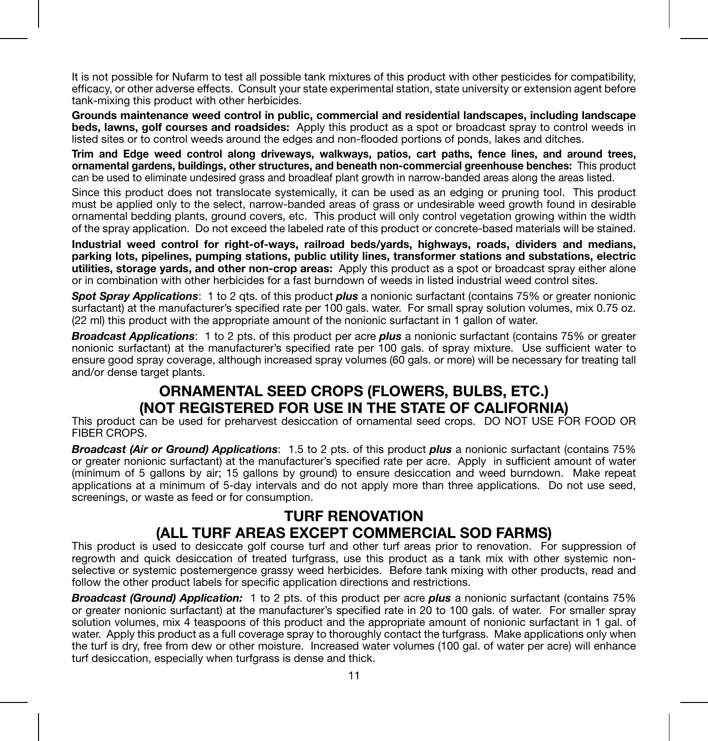It is not possible for Nufarm to test all possible tank mixtures of this product with other pesticides for compatibility, efficacy, or other adverse effects. Consult your state experimental station, state university or extension agent before tank-mixing this product with other herbicides.

**Grounds maintenance weed control in public, commercial and residential landscapes, including landscape beds, lawns, golf courses and roadsides:** Apply this product as a spot or broadcast spray to control weeds in listed sites or to control weeds around the edges and non-flooded portions of ponds, lakes and ditches.

**Trim and Edge weed control along driveways, walkways, patios, cart paths, fence lines, and around trees, ornamental gardens, buildings, other structures, and beneath non-commercial greenhouse benches:** This product can be used to eliminate undesired grass and broadleaf plant growth in narrow-banded areas along the areas listed.

Since this product does not translocate systemically, it can be used as an edging or pruning tool. This product must be applied only to the select, narrow-banded areas of grass or undesirable weed growth found in desirable ornamental bedding plants, ground covers, etc. This product will only control vegetation growing within the width of the spray application. Do not exceed the labeled rate of this product or concrete-based materials will be stained.

**Industrial weed control for right-of-ways, railroad beds/yards, highways, roads, dividers and medians, parking lots, pipelines, pumping stations, public utility lines, transformer stations and substations, electric utilities, storage yards, and other non-crop areas:** Apply this product as a spot or broadcast spray either alone or in combination with other herbicides for a fast burndown of weeds in listed industrial weed control sites.

***Spot Spray Applications***: 1 to 2 qts. of this product ***plus*** a nonionic surfactant (contains 75% or greater nonionic surfactant) at the manufacturer's specified rate per 100 gals. water. For small spray solution volumes, mix 0.75 oz. (22 ml) this product with the appropriate amount of the nonionic surfactant in 1 gallon of water.

***Broadcast Applications***: 1 to 2 pts. of this product per acre ***plus*** a nonionic surfactant (contains 75% or greater nonionic surfactant) at the manufacturer's specified rate per 100 gals. of spray mixture. Use sufficient water to ensure good spray coverage, although increased spray volumes (60 gals. or more) will be necessary for treating tall and/or dense target plants.

## ORNAMENTAL SEED CROPS (FLOWERS, BULBS, ETC.) (NOT REGISTERED FOR USE IN THE STATE OF CALIFORNIA)

This product can be used for preharvest desiccation of ornamental seed crops. DO NOT USE FOR FOOD OR FIBER CROPS.

***Broadcast (Air or Ground) Applications***: 1.5 to 2 pts. of this product ***plus*** a nonionic surfactant (contains 75% or greater nonionic surfactant) at the manufacturer's specified rate per acre. Apply in sufficient amount of water (minimum of 5 gallons by air; 15 gallons by ground) to ensure desiccation and weed burndown. Make repeat applications at a minimum of 5-day intervals and do not apply more than three applications. Do not use seed, screenings, or waste as feed or for consumption.

## TURF RENOVATION (ALL TURF AREAS EXCEPT COMMERCIAL SOD FARMS)

This product is used to desiccate golf course turf and other turf areas prior to renovation. For suppression of regrowth and quick desiccation of treated turfgrass, use this product as a tank mix with other systemic non-selective or systemic postemergence grassy weed herbicides. Before tank mixing with other products, read and follow the other product labels for specific application directions and restrictions.

***Broadcast (Ground) Application:*** 1 to 2 pts. of this product per acre ***plus*** a nonionic surfactant (contains 75% or greater nonionic surfactant) at the manufacturer's specified rate in 20 to 100 gals. of water. For smaller spray solution volumes, mix 4 teaspoons of this product and the appropriate amount of nonionic surfactant in 1 gal. of water. Apply this product as a full coverage spray to thoroughly contact the turfgrass. Make applications only when the turf is dry, free from dew or other moisture. Increased water volumes (100 gal. of water per acre) will enhance turf desiccation, especially when turfgrass is dense and thick.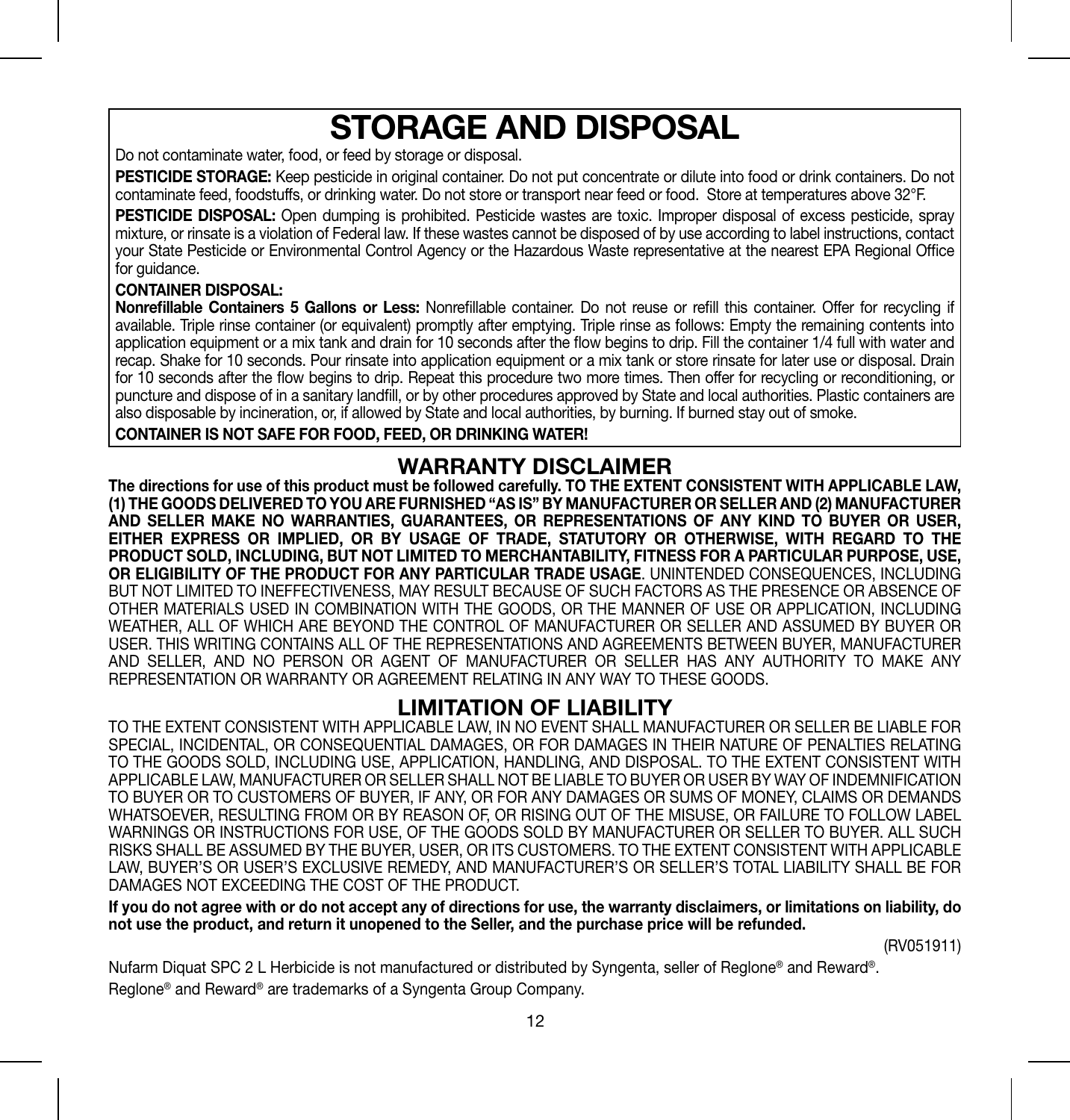# STORAGE AND DISPOSAL

Do not contaminate water, food, or feed by storage or disposal.

**PESTICIDE STORAGE:** Keep pesticide in original container. Do not put concentrate or dilute into food or drink containers. Do not contaminate feed, foodstuffs, or drinking water. Do not store or transport near feed or food. Store at temperatures above 32°F.

**PESTICIDE DISPOSAL:** Open dumping is prohibited. Pesticide wastes are toxic. Improper disposal of excess pesticide, spray mixture, or rinsate is a violation of Federal law. If these wastes cannot be disposed of by use according to label instructions, contact your State Pesticide or Environmental Control Agency or the Hazardous Waste representative at the nearest EPA Regional Office for guidance.

**CONTAINER DISPOSAL:**

**Nonrefillable Containers 5 Gallons or Less:** Nonrefillable container. Do not reuse or refill this container. Offer for recycling if available. Triple rinse container (or equivalent) promptly after emptying. Triple rinse as follows: Empty the remaining contents into application equipment or a mix tank and drain for 10 seconds after the flow begins to drip. Fill the container 1/4 full with water and recap. Shake for 10 seconds. Pour rinsate into application equipment or a mix tank or store rinsate for later use or disposal. Drain for 10 seconds after the flow begins to drip. Repeat this procedure two more times. Then offer for recycling or reconditioning, or puncture and dispose of in a sanitary landfill, or by other procedures approved by State and local authorities. Plastic containers are also disposable by incineration, or, if allowed by State and local authorities, by burning. If burned stay out of smoke.

**CONTAINER IS NOT SAFE FOR FOOD, FEED, OR DRINKING WATER!**

## WARRANTY DISCLAIMER

**The directions for use of this product must be followed carefully. TO THE EXTENT CONSISTENT WITH APPLICABLE LAW, (1) THE GOODS DELIVERED TO YOU ARE FURNISHED "AS IS" BY MANUFACTURER OR SELLER AND (2) MANUFACTURER AND SELLER MAKE NO WARRANTIES, GUARANTEES, OR REPRESENTATIONS OF ANY KIND TO BUYER OR USER, EITHER EXPRESS OR IMPLIED, OR BY USAGE OF TRADE, STATUTORY OR OTHERWISE, WITH REGARD TO THE PRODUCT SOLD, INCLUDING, BUT NOT LIMITED TO MERCHANTABILITY, FITNESS FOR A PARTICULAR PURPOSE, USE, OR ELIGIBILITY OF THE PRODUCT FOR ANY PARTICULAR TRADE USAGE**. UNINTENDED CONSEQUENCES, INCLUDING BUT NOT LIMITED TO INEFFECTIVENESS, MAY RESULT BECAUSE OF SUCH FACTORS AS THE PRESENCE OR ABSENCE OF OTHER MATERIALS USED IN COMBINATION WITH THE GOODS, OR THE MANNER OF USE OR APPLICATION, INCLUDING WEATHER, ALL OF WHICH ARE BEYOND THE CONTROL OF MANUFACTURER OR SELLER AND ASSUMED BY BUYER OR USER. THIS WRITING CONTAINS ALL OF THE REPRESENTATIONS AND AGREEMENTS BETWEEN BUYER, MANUFACTURER AND SELLER, AND NO PERSON OR AGENT OF MANUFACTURER OR SELLER HAS ANY AUTHORITY TO MAKE ANY REPRESENTATION OR WARRANTY OR AGREEMENT RELATING IN ANY WAY TO THESE GOODS.

## LIMITATION OF LIABILITY

TO THE EXTENT CONSISTENT WITH APPLICABLE LAW, IN NO EVENT SHALL MANUFACTURER OR SELLER BE LIABLE FOR SPECIAL, INCIDENTAL, OR CONSEQUENTIAL DAMAGES, OR FOR DAMAGES IN THEIR NATURE OF PENALTIES RELATING TO THE GOODS SOLD, INCLUDING USE, APPLICATION, HANDLING, AND DISPOSAL. TO THE EXTENT CONSISTENT WITH APPLICABLE LAW, MANUFACTURER OR SELLER SHALL NOT BE LIABLE TO BUYER OR USER BY WAY OF INDEMNIFICATION TO BUYER OR TO CUSTOMERS OF BUYER, IF ANY, OR FOR ANY DAMAGES OR SUMS OF MONEY, CLAIMS OR DEMANDS WHATSOEVER, RESULTING FROM OR BY REASON OF, OR RISING OUT OF THE MISUSE, OR FAILURE TO FOLLOW LABEL WARNINGS OR INSTRUCTIONS FOR USE, OF THE GOODS SOLD BY MANUFACTURER OR SELLER TO BUYER. ALL SUCH RISKS SHALL BE ASSUMED BY THE BUYER, USER, OR ITS CUSTOMERS. TO THE EXTENT CONSISTENT WITH APPLICABLE LAW, BUYER'S OR USER'S EXCLUSIVE REMEDY, AND MANUFACTURER'S OR SELLER'S TOTAL LIABILITY SHALL BE FOR DAMAGES NOT EXCEEDING THE COST OF THE PRODUCT.

**If you do not agree with or do not accept any of directions for use, the warranty disclaimers, or limitations on liability, do not use the product, and return it unopened to the Seller, and the purchase price will be refunded.**

(RV051911)

Nufarm Diquat SPC 2 L Herbicide is not manufactured or distributed by Syngenta, seller of Reglone® and Reward®.

Reglone® and Reward® are trademarks of a Syngenta Group Company.